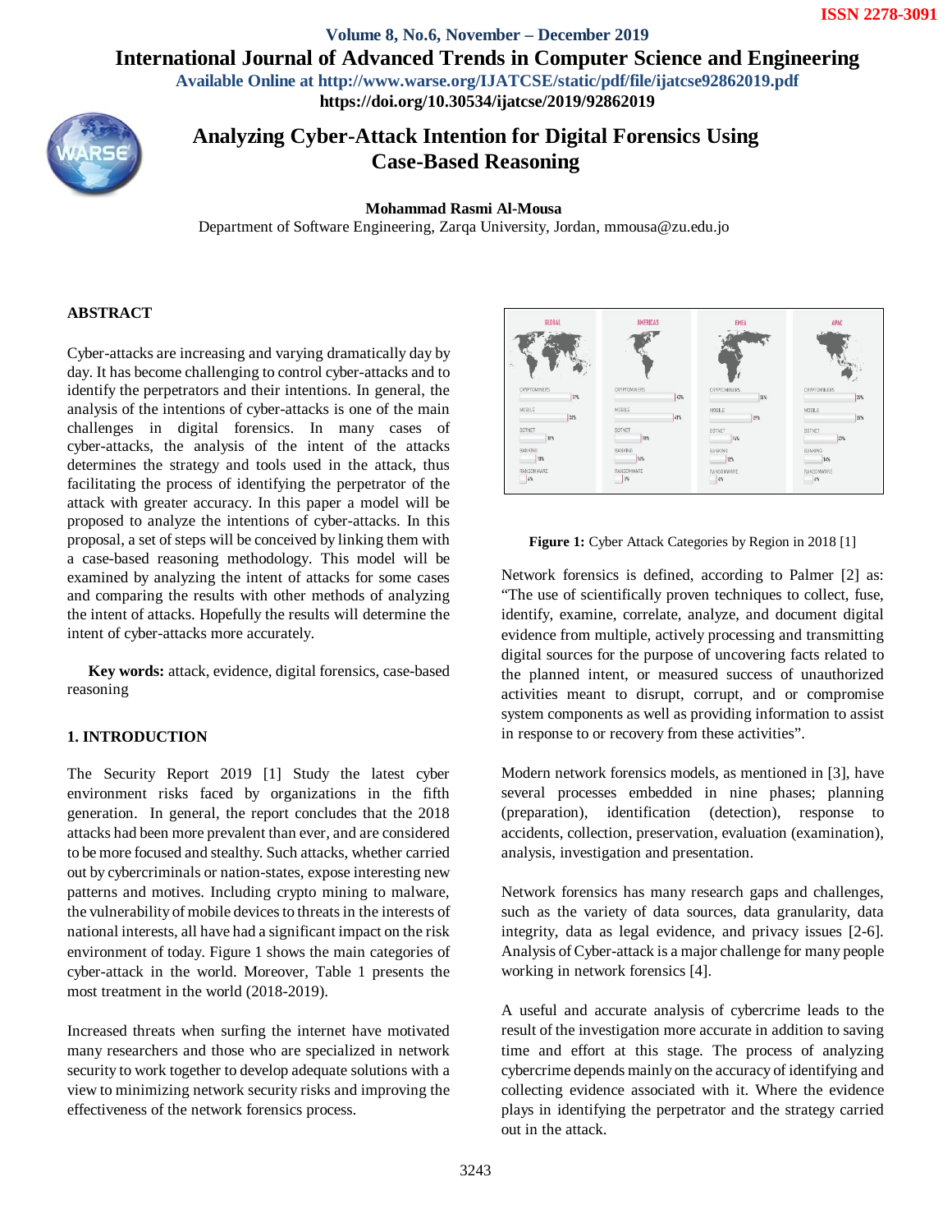# Analyzing Cyber-Attack Intention for Digital Forensics Using Case-Based Reasoning

**Mohammad Rasmi Al-Mousa**

Department of Software Engineering, Zarqa University, Jordan, mmousa@zu.edu.jo

## ABSTRACT

Cyber-attacks are increasing and varying dramatically day by day. It has become challenging to control cyber-attacks and to identify the perpetrators and their intentions. In general, the analysis of the intentions of cyber-attacks is one of the main challenges in digital forensics. In many cases of cyber-attacks, the analysis of the intent of the attacks determines the strategy and tools used in the attack, thus facilitating the process of identifying the perpetrator of the attack with greater accuracy. In this paper a model will be proposed to analyze the intentions of cyber-attacks. In this proposal, a set of steps will be conceived by linking them with a case-based reasoning methodology. This model will be examined by analyzing the intent of attacks for some cases and comparing the results with other methods of analyzing the intent of attacks. Hopefully the results will determine the intent of cyber-attacks more accurately.

**Key words:** attack, evidence, digital forensics, case-based reasoning

## 1. INTRODUCTION

The Security Report 2019 [1] Study the latest cyber environment risks faced by organizations in the fifth generation. In general, the report concludes that the 2018 attacks had been more prevalent than ever, and are considered to be more focused and stealthy. Such attacks, whether carried out by cybercriminals or nation-states, expose interesting new patterns and motives. Including crypto mining to malware, the vulnerability of mobile devices to threats in the interests of national interests, all have had a significant impact on the risk environment of today. Figure 1 shows the main categories of cyber-attack in the world. Moreover, Table 1 presents the most treatment in the world (2018-2019).

Increased threats when surfing the internet have motivated many researchers and those who are specialized in network security to work together to develop adequate solutions with a view to minimizing network security risks and improving the effectiveness of the network forensics process.

**Figure 1:** Cyber Attack Categories by Region in 2018 [1]

Network forensics is defined, according to Palmer [2] as: "The use of scientifically proven techniques to collect, fuse, identify, examine, correlate, analyze, and document digital evidence from multiple, actively processing and transmitting digital sources for the purpose of uncovering facts related to the planned intent, or measured success of unauthorized activities meant to disrupt, corrupt, and or compromise system components as well as providing information to assist in response to or recovery from these activities".

Modern network forensics models, as mentioned in [3], have several processes embedded in nine phases; planning (preparation), identification (detection), response to accidents, collection, preservation, evaluation (examination), analysis, investigation and presentation.

Network forensics has many research gaps and challenges, such as the variety of data sources, data granularity, data integrity, data as legal evidence, and privacy issues [2-6]. Analysis of Cyber-attack is a major challenge for many people working in network forensics [4].

A useful and accurate analysis of cybercrime leads to the result of the investigation more accurate in addition to saving time and effort at this stage. The process of analyzing cybercrime depends mainly on the accuracy of identifying and collecting evidence associated with it. Where the evidence plays in identifying the perpetrator and the strategy carried out in the attack.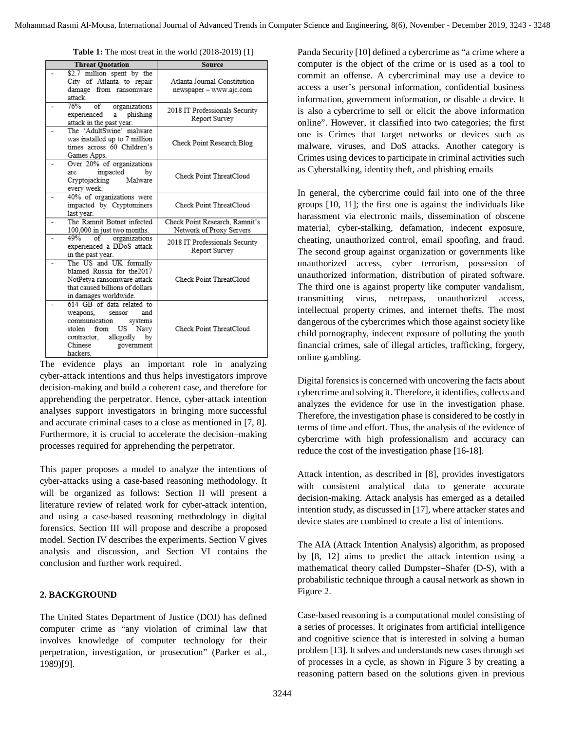**Table 1:** The most treat in the world (2018-2019) [1]

| Threat Quotation | Source |
|---|---|
| - $2.7 million spent by the City of Atlanta to repair damage from ransomware attack. | Atlanta Journal-Constitution newspaper – www.ajc.com |
| - 76% of organizations experienced a phishing attack in the past year. | 2018 IT Professionals Security Report Survey |
| - The 'AdultSwine' malware was installed up to 7 million times across 60 Children's Games Apps. | Check Point Research Blog |
| - Over 20% of organizations are impacted by Cryptojacking Malware every week. | Check Point ThreatCloud |
| - 40% of organizations were impacted by Cryptominers last year. | Check Point ThreatCloud |
| - The Ramnit Botnet infected 100,000 in just two months. | Check Point Research, Ramnit's Network of Proxy Servers |
| - 49% of organizations experienced a DDoS attack in the past year. | 2018 IT Professionals Security Report Survey |
| - The US and UK formally blamed Russia for the2017 NotPetya ransomware attack that caused billions of dollars in damages worldwide. | Check Point ThreatCloud |
| - 614 GB of data related to weapons, sensor and communication systems stolen from US Navy contractor, allegedly by Chinese government hackers. | Check Point ThreatCloud |

The evidence plays an important role in analyzing cyber-attack intentions and thus helps investigators improve decision-making and build a coherent case, and therefore for apprehending the perpetrator. Hence, cyber-attack intention analyses support investigators in bringing more successful and accurate criminal cases to a close as mentioned in [7, 8]. Furthermore, it is crucial to accelerate the decision–making processes required for apprehending the perpetrator.

This paper proposes a model to analyze the intentions of cyber-attacks using a case-based reasoning methodology. It will be organized as follows: Section II will present a literature review of related work for cyber-attack intention, and using a case-based reasoning methodology in digital forensics. Section III will propose and describe a proposed model. Section IV describes the experiments. Section V gives analysis and discussion, and Section VI contains the conclusion and further work required.

## 2. BACKGROUND

The United States Department of Justice (DOJ) has defined computer crime as "any violation of criminal law that involves knowledge of computer technology for their perpetration, investigation, or prosecution" (Parker et al., 1989)[9].

Panda Security [10] defined a cybercrime as "a crime where a computer is the object of the crime or is used as a tool to commit an offense. A cybercriminal may use a device to access a user's personal information, confidential business information, government information, or disable a device. It is also a cybercrime to sell or elicit the above information online". However, it classified into two categories; the first one is Crimes that target networks or devices such as malware, viruses, and DoS attacks. Another category is Crimes using devices to participate in criminal activities such as Cyberstalking, identity theft, and phishing emails

In general, the cybercrime could fail into one of the three groups [10, 11]; the first one is against the individuals like harassment via electronic mails, dissemination of obscene material, cyber-stalking, defamation, indecent exposure, cheating, unauthorized control, email spoofing, and fraud. The second group against organization or governments like unauthorized access, cyber terrorism, possession of unauthorized information, distribution of pirated software. The third one is against property like computer vandalism, transmitting virus, netrepass, unauthorized access, intellectual property crimes, and internet thefts. The most dangerous of the cybercrimes which those against society like child pornography, indecent exposure of polluting the youth financial crimes, sale of illegal articles, trafficking, forgery, online gambling.

Digital forensics is concerned with uncovering the facts about cybercrime and solving it. Therefore, it identifies, collects and analyzes the evidence for use in the investigation phase. Therefore, the investigation phase is considered to be costly in terms of time and effort. Thus, the analysis of the evidence of cybercrime with high professionalism and accuracy can reduce the cost of the investigation phase [16-18].

Attack intention, as described in [8], provides investigators with consistent analytical data to generate accurate decision-making. Attack analysis has emerged as a detailed intention study, as discussed in [17], where attacker states and device states are combined to create a list of intentions.

The AIA (Attack Intention Analysis) algorithm, as proposed by [8, 12] aims to predict the attack intention using a mathematical theory called Dumpster–Shafer (D-S), with a probabilistic technique through a causal network as shown in Figure 2.

Case-based reasoning is a computational model consisting of a series of processes. It originates from artificial intelligence and cognitive science that is interested in solving a human problem [13]. It solves and understands new cases through set of processes in a cycle, as shown in Figure 3 by creating a reasoning pattern based on the solutions given in previous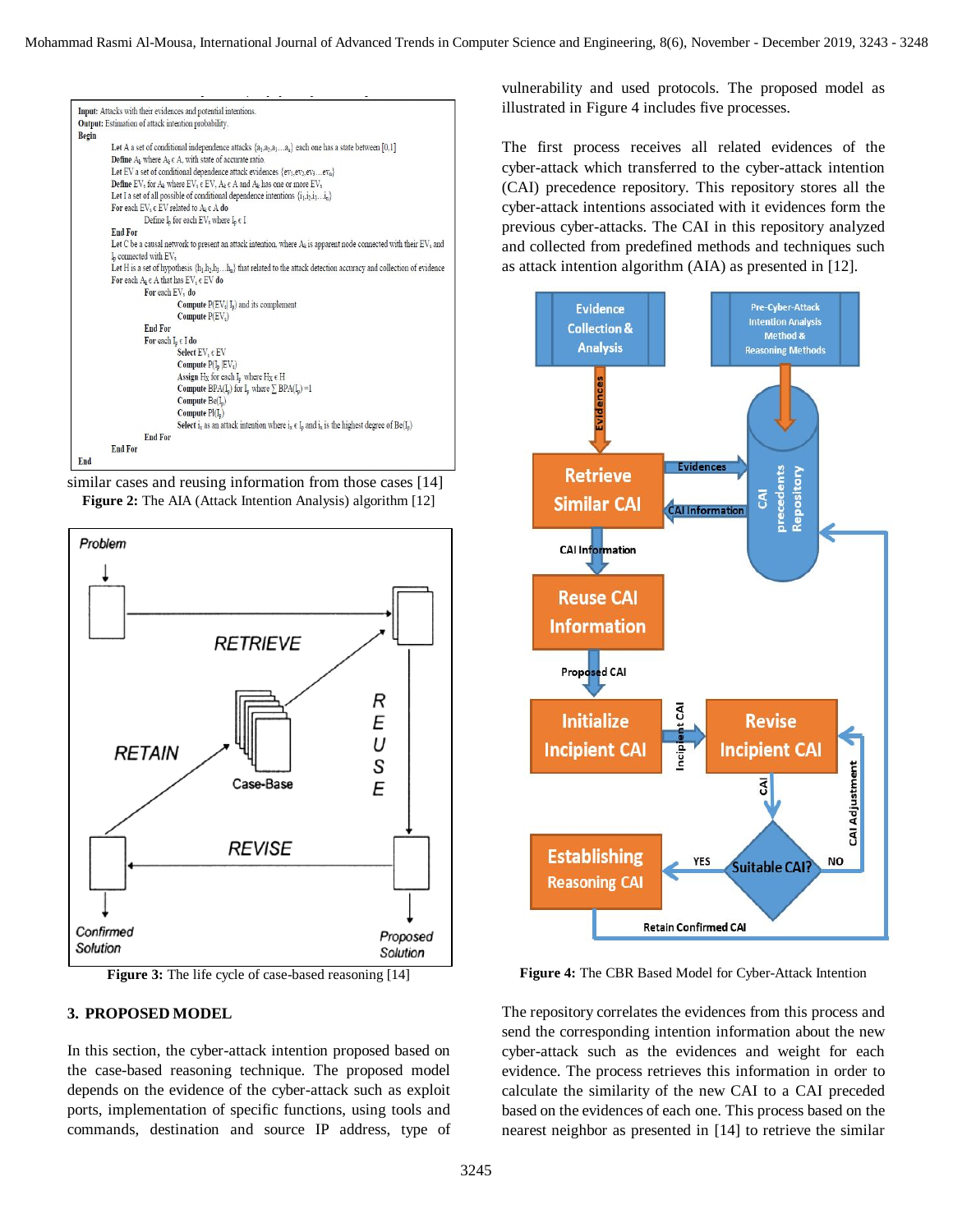**Input**: Attacks with their evidences and potential intentions.
**Output**: Estimation of attack intention probability.
**Begin**

Let A a set of conditional independence attacks $\{a_1,a_2,a_3...a_k\}$ each one has a state between [0,1]
Define $A_k$ where $A_k \in A$, with state of accurate ratio
Let EV a set of conditional dependence attack evidences $\{ev_1,ev_2,ev_3...ev_n\}$
Define $EV_i$ for $A_k$ where $EV_i \in EV$, $A_k \in A$ and $A_k$ has one or more $EV_i$
Let I a set of all possible of conditional dependence intentions $\{i_1,i_2,i_3...i_k\}$
For each $EV_i \in EV$ related to $A_k \in A$ do
  Define $I_p$ for each $EV_i$ where $I_p \in I$
End For
Let C be a causal network to present an attack intention, where $A_k$ is apparent node connected with their $EV_i$ and $I_p$ connected with $EV_i$
Let H is a set of hypothesis $\{h_1,h_2,h_3...h_k\}$ that related to the attack detection accuracy and collection of evidence
For each $A_k \in A$ that has $EV_i \in EV$ do
  For each $EV_i$ do
    Compute $P(EV_i|I_p)$ and its complement
    Compute $P(EV_i)$
  End For
  For each $I_p \in I$ do
    Select $EV_i \in EV$
    Compute $P(I_p|EV_i)$
    Assign $H_X$ for each $I_p$ where $H_X \in H$
    Compute $BPA(I_p)$ for $I_p$ where $\sum BPA(I_p) = 1$
    Compute $Be(I_p)$
    Compute $Pl(I_p)$
    Select $i_x$ as an attack intention where $i_x \in I_p$ and $i_x$ is the highest degree of $Be(I_p)$
  End For
End For
**End**

similar cases and reusing information from those cases [14]

**Figure 2:** The AIA (Attack Intention Analysis) algorithm [12]

**Figure 3:** The life cycle of case-based reasoning [14]

## 3. PROPOSED MODEL

In this section, the cyber-attack intention proposed based on the case-based reasoning technique. The proposed model depends on the evidence of the cyber-attack such as exploit ports, implementation of specific functions, using tools and commands, destination and source IP address, type of vulnerability and used protocols. The proposed model as illustrated in Figure 4 includes five processes.

The first process receives all related evidences of the cyber-attack which transferred to the cyber-attack intention (CAI) precedence repository. This repository stores all the cyber-attack intentions associated with it evidences form the previous cyber-attacks. The CAI in this repository analyzed and collected from predefined methods and techniques such as attack intention algorithm (AIA) as presented in [12].

**Figure 4:** The CBR Based Model for Cyber-Attack Intention

The repository correlates the evidences from this process and send the corresponding intention information about the new cyber-attack such as the evidences and weight for each evidence. The process retrieves this information in order to calculate the similarity of the new CAI to a CAI preceded based on the evidences of each one. This process based on the nearest neighbor as presented in [14] to retrieve the similar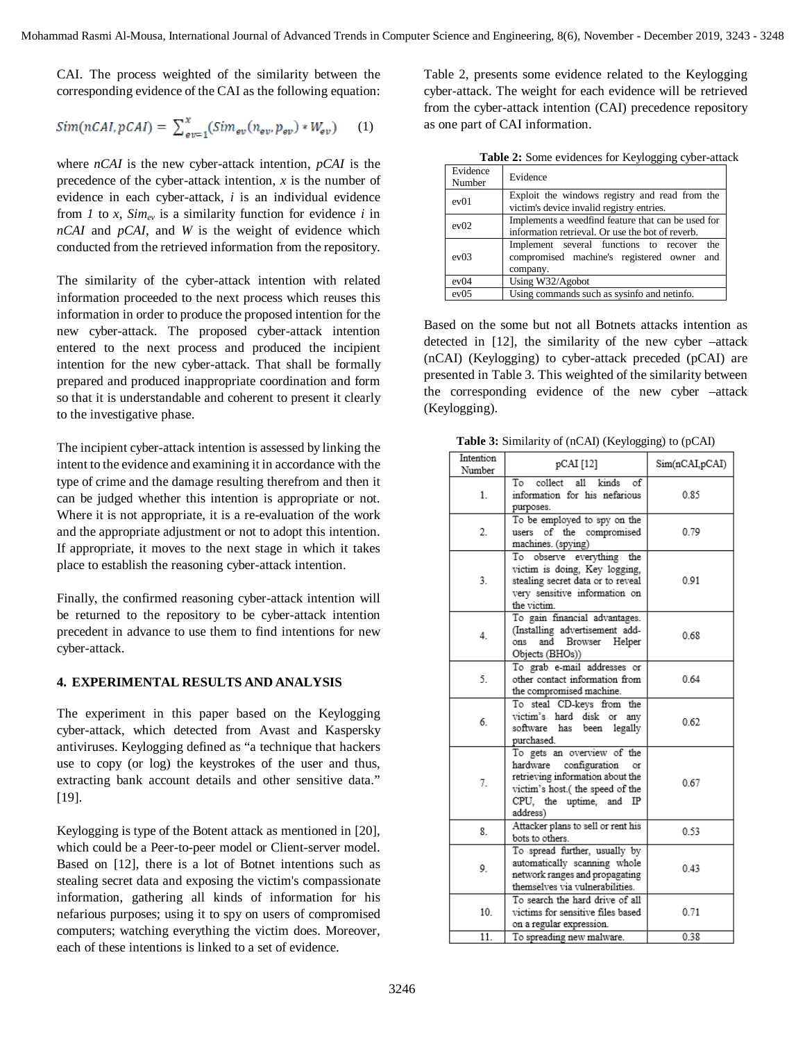CAI. The process weighted of the similarity between the corresponding evidence of the CAI as the following equation:

$$Sim(nCAI, pCAI) = \sum_{ev=1}^{x} (Sim_{ev}(n_{ev}, p_{ev}) * W_{ev}) \quad (1)$$

where *nCAI* is the new cyber-attack intention, *pCAI* is the precedence of the cyber-attack intention, *x* is the number of evidence in each cyber-attack, *i* is an individual evidence from *1* to *x*, $Sim_{ev}$ is a similarity function for evidence *i* in *nCAI* and *pCAI*, and *W* is the weight of evidence which conducted from the retrieved information from the repository.

The similarity of the cyber-attack intention with related information proceeded to the next process which reuses this information in order to produce the proposed intention for the new cyber-attack. The proposed cyber-attack intention entered to the next process and produced the incipient intention for the new cyber-attack. That shall be formally prepared and produced inappropriate coordination and form so that it is understandable and coherent to present it clearly to the investigative phase.

The incipient cyber-attack intention is assessed by linking the intent to the evidence and examining it in accordance with the type of crime and the damage resulting therefrom and then it can be judged whether this intention is appropriate or not. Where it is not appropriate, it is a re-evaluation of the work and the appropriate adjustment or not to adopt this intention. If appropriate, it moves to the next stage in which it takes place to establish the reasoning cyber-attack intention.

Finally, the confirmed reasoning cyber-attack intention will be returned to the repository to be cyber-attack intention precedent in advance to use them to find intentions for new cyber-attack.

## 4. EXPERIMENTAL RESULTS AND ANALYSIS

The experiment in this paper based on the Keylogging cyber-attack, which detected from Avast and Kaspersky antiviruses. Keylogging defined as "a technique that hackers use to copy (or log) the keystrokes of the user and thus, extracting bank account details and other sensitive data." [19].

Keylogging is type of the Botent attack as mentioned in [20], which could be a Peer-to-peer model or Client-server model. Based on [12], there is a lot of Botnet intentions such as stealing secret data and exposing the victim's compassionate information, gathering all kinds of information for his nefarious purposes; using it to spy on users of compromised computers; watching everything the victim does. Moreover, each of these intentions is linked to a set of evidence.

Table 2, presents some evidence related to the Keylogging cyber-attack. The weight for each evidence will be retrieved from the cyber-attack intention (CAI) precedence repository as one part of CAI information.

**Table 2:** Some evidences for Keylogging cyber-attack

| Evidence Number | Evidence |
|---|---|
| ev01 | Exploit the windows registry and read from the victim's device invalid registry entries. |
| ev02 | Implements a weedfind feature that can be used for information retrieval. Or use the bot of reverb. |
| ev03 | Implement several functions to recover the compromised machine's registered owner and company. |
| ev04 | Using W32/Agobot |
| ev05 | Using commands such as sysinfo and netinfo. |

Based on the some but not all Botnets attacks intention as detected in [12], the similarity of the new cyber –attack (nCAI) (Keylogging) to cyber-attack preceded (pCAI) are presented in Table 3. This weighted of the similarity between the corresponding evidence of the new cyber –attack (Keylogging).

**Table 3:** Similarity of (nCAI) (Keylogging) to (pCAI)

| Intention Number | pCAI [12] | Sim(nCAI,pCAI) |
|---|---|---|
| 1. | To collect all kinds of information for his nefarious purposes. | 0.85 |
| 2. | To be employed to spy on the users of the compromised machines. (spying) | 0.79 |
| 3. | To observe everything the victim is doing, Key logging, stealing secret data or to reveal very sensitive information on the victim. | 0.91 |
| 4. | To gain financial advantages. (Installing advertisement add-ons and Browser Helper Objects (BHOs)) | 0.68 |
| 5. | To grab e-mail addresses or other contact information from the compromised machine. | 0.64 |
| 6. | To steal CD-keys from the victim's hard disk or any software has been legally purchased. | 0.62 |
| 7. | To gets an overview of the hardware configuration or retrieving information about the victim's host.( the speed of the CPU, the uptime, and IP address) | 0.67 |
| 8. | Attacker plans to sell or rent his bots to others. | 0.53 |
| 9. | To spread further, usually by automatically scanning whole network ranges and propagating themselves via vulnerabilities. | 0.43 |
| 10. | To search the hard drive of all victims for sensitive files based on a regular expression. | 0.71 |
| 11. | To spreading new malware. | 0.38 |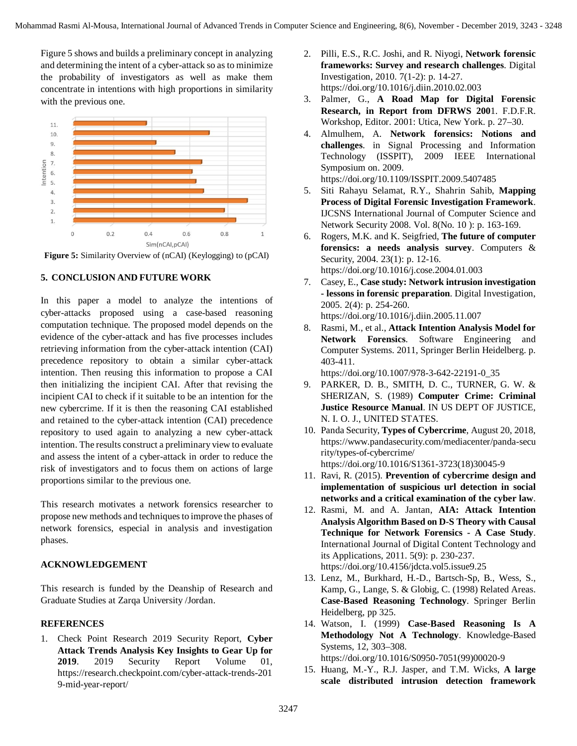Figure 5 shows and builds a preliminary concept in analyzing and determining the intent of a cyber-attack so as to minimize the probability of investigators as well as make them concentrate in intentions with high proportions in similarity with the previous one.

**Figure 5:** Similarity Overview of (nCAI) (Keylogging) to (pCAI)

## 5. CONCLUSION AND FUTURE WORK

In this paper a model to analyze the intentions of cyber-attacks proposed using a case-based reasoning computation technique. The proposed model depends on the evidence of the cyber-attack and has five processes includes retrieving information from the cyber-attack intention (CAI) precedence repository to obtain a similar cyber-attack intention. Then reusing this information to propose a CAI then initializing the incipient CAI. After that revising the incipient CAI to check if it suitable to be an intention for the new cybercrime. If it is then the reasoning CAI established and retained to the cyber-attack intention (CAI) precedence repository to used again to analyzing a new cyber-attack intention. The results construct a preliminary view to evaluate and assess the intent of a cyber-attack in order to reduce the risk of investigators and to focus them on actions of large proportions similar to the previous one.

This research motivates a network forensics researcher to propose new methods and techniques to improve the phases of network forensics, especial in analysis and investigation phases.

## ACKNOWLEDGEMENT

This research is funded by the Deanship of Research and Graduate Studies at Zarqa University /Jordan.

## REFERENCES

1. Check Point Research 2019 Security Report, **Cyber Attack Trends Analysis Key Insights to Gear Up for 2019**. 2019 Security Report Volume 01, https://research.checkpoint.com/cyber-attack-trends-2019-mid-year-report/
2. Pilli, E.S., R.C. Joshi, and R. Niyogi, **Network forensic frameworks: Survey and research challenges**. Digital Investigation, 2010. 7(1-2): p. 14-27. https://doi.org/10.1016/j.diin.2010.02.003
3. Palmer, G., **A Road Map for Digital Forensic Research, in Report from DFRWS 200**1. F.D.F.R. Workshop, Editor. 2001: Utica, New York. p. 27–30.
4. Almulhem, A. **Network forensics: Notions and challenges**. in Signal Processing and Information Technology (ISSPIT), 2009 IEEE International Symposium on. 2009. https://doi.org/10.1109/ISSPIT.2009.5407485
5. Siti Rahayu Selamat, R.Y., Shahrin Sahib, **Mapping Process of Digital Forensic Investigation Framework**. IJCSNS International Journal of Computer Science and Network Security 2008. Vol. 8(No. 10 ): p. 163-169.
6. Rogers, M.K. and K. Seigfried, **The future of computer forensics: a needs analysis survey**. Computers & Security, 2004. 23(1): p. 12-16. https://doi.org/10.1016/j.cose.2004.01.003
7. Casey, E., **Case study: Network intrusion investigation - lessons in forensic preparation**. Digital Investigation, 2005. 2(4): p. 254-260. https://doi.org/10.1016/j.diin.2005.11.007
8. Rasmi, M., et al., **Attack Intention Analysis Model for Network Forensics**. Software Engineering and Computer Systems. 2011, Springer Berlin Heidelberg. p. 403-411. https://doi.org/10.1007/978-3-642-22191-0_35
9. PARKER, D. B., SMITH, D. C., TURNER, G. W. & SHERIZAN, S. (1989) **Computer Crime: Criminal Justice Resource Manual**. IN US DEPT OF JUSTICE, N. I. O. J., UNITED STATES.
10. Panda Security, **Types of Cybercrime**, August 20, 2018, https://www.pandasecurity.com/mediacenter/panda-security/types-of-cybercrime/ https://doi.org/10.1016/S1361-3723(18)30045-9
11. Ravi, R. (2015). **Prevention of cybercrime design and implementation of suspicious url detection in social networks and a critical examination of the cyber law**.
12. Rasmi, M. and A. Jantan, **AIA: Attack Intention Analysis Algorithm Based on D-S Theory with Causal Technique for Network Forensics - A Case Study**. International Journal of Digital Content Technology and its Applications, 2011. 5(9): p. 230-237. https://doi.org/10.4156/jdcta.vol5.issue9.25
13. Lenz, M., Burkhard, H.-D., Bartsch-Sp, B., Wess, S., Kamp, G., Lange, S. & Globig, C. (1998) Related Areas. **Case-Based Reasoning Technology**. Springer Berlin Heidelberg, pp 325.
14. Watson, I. (1999) **Case-Based Reasoning Is A Methodology Not A Technology**. Knowledge-Based Systems, 12, 303–308. https://doi.org/10.1016/S0950-7051(99)00020-9
15. Huang, M.-Y., R.J. Jasper, and T.M. Wicks, **A large scale distributed intrusion detection framework**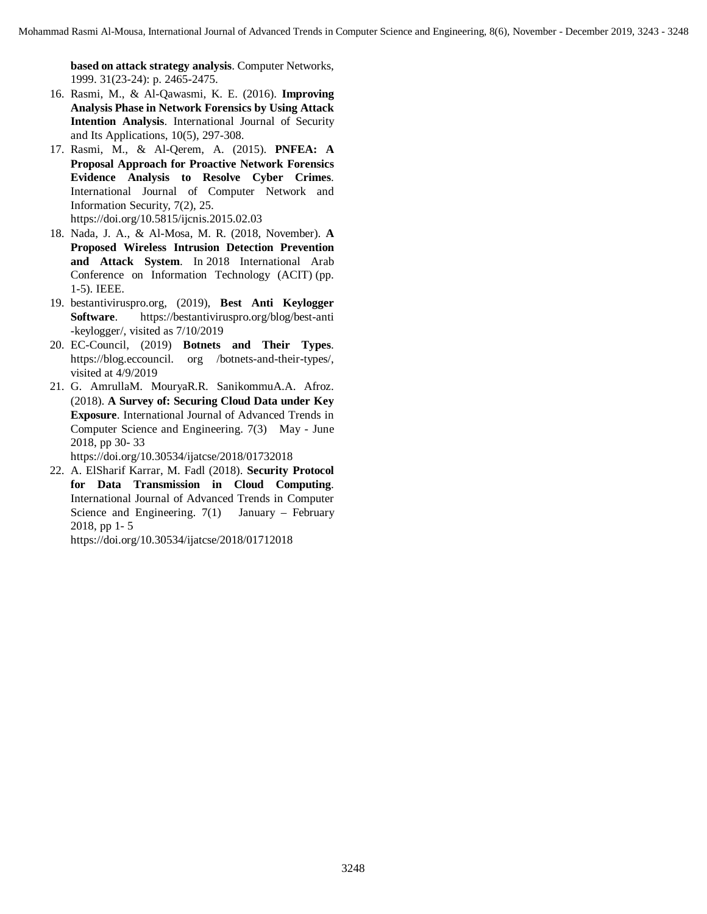**based on attack strategy analysis**. Computer Networks, 1999. 31(23-24): p. 2465-2475.

16. Rasmi, M., & Al-Qawasmi, K. E. (2016). **Improving Analysis Phase in Network Forensics by Using Attack Intention Analysis**. International Journal of Security and Its Applications, 10(5), 297-308.
17. Rasmi, M., & Al-Qerem, A. (2015). **PNFEA: A Proposal Approach for Proactive Network Forensics Evidence Analysis to Resolve Cyber Crimes**. International Journal of Computer Network and Information Security, 7(2), 25. https://doi.org/10.5815/ijcnis.2015.02.03
18. Nada, J. A., & Al-Mosa, M. R. (2018, November). **A Proposed Wireless Intrusion Detection Prevention and Attack System**. In 2018 International Arab Conference on Information Technology (ACIT) (pp. 1-5). IEEE.
19. bestantiviruspro.org, (2019), **Best Anti Keylogger Software**. https://bestantiviruspro.org/blog/best-anti-keylogger/, visited as 7/10/2019
20. EC-Council, (2019) **Botnets and Their Types**. https://blog.eccouncil. org /botnets-and-their-types/, visited at 4/9/2019
21. G. AmrullaM. MouryaR.R. SanikommuA.A. Afroz. (2018). **A Survey of: Securing Cloud Data under Key Exposure**. International Journal of Advanced Trends in Computer Science and Engineering. 7(3) May - June 2018, pp 30- 33 https://doi.org/10.30534/ijatcse/2018/01732018
22. A. ElSharif Karrar, M. Fadl (2018). **Security Protocol for Data Transmission in Cloud Computing**. International Journal of Advanced Trends in Computer Science and Engineering. 7(1) January – February 2018, pp 1- 5 https://doi.org/10.30534/ijatcse/2018/01712018